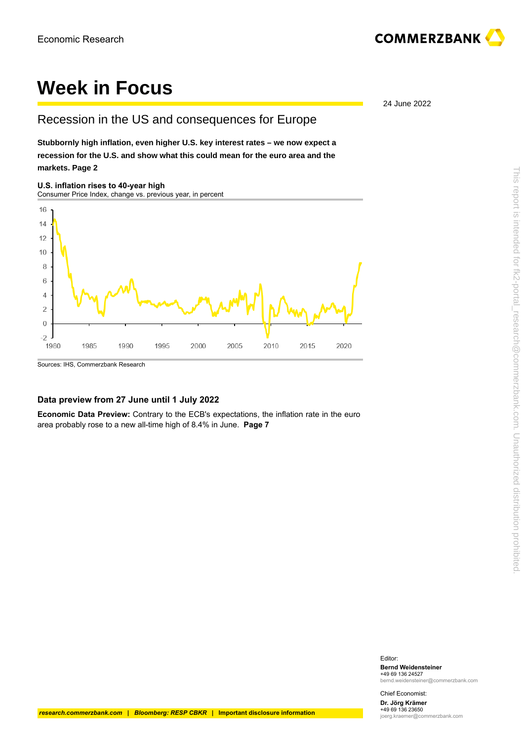Economic Research

# Week in Focus

24 June 2022

## Recession in the US and consequences for Europe

**Stubbornly high inflation, even higher U.S. key interest rates – we now expect a recession for the U.S. and show what this could mean for the euro area and the markets. Page 2**

**U.S. inflation rises to 40-year high**
Consumer Price Index, change vs. previous year, in percent

Sources: IHS, Commerzbank Research

### Data preview from 27 June until 1 July 2022

**Economic Data Preview:** Contrary to the ECB's expectations, the inflation rate in the euro area probably rose to a new all-time high of 8.4% in June. **Page 7**

Editor:
**Bernd Weidensteiner**
+49 69 136 24527
bernd.weidensteiner@commerzbank.com

Chief Economist:
**Dr. Jörg Krämer**
+49 69 136 23650
joerg.kraemer@commerzbank.com

*research.commerzbank.com* | *Bloomberg: RESP CBKR* | Important disclosure information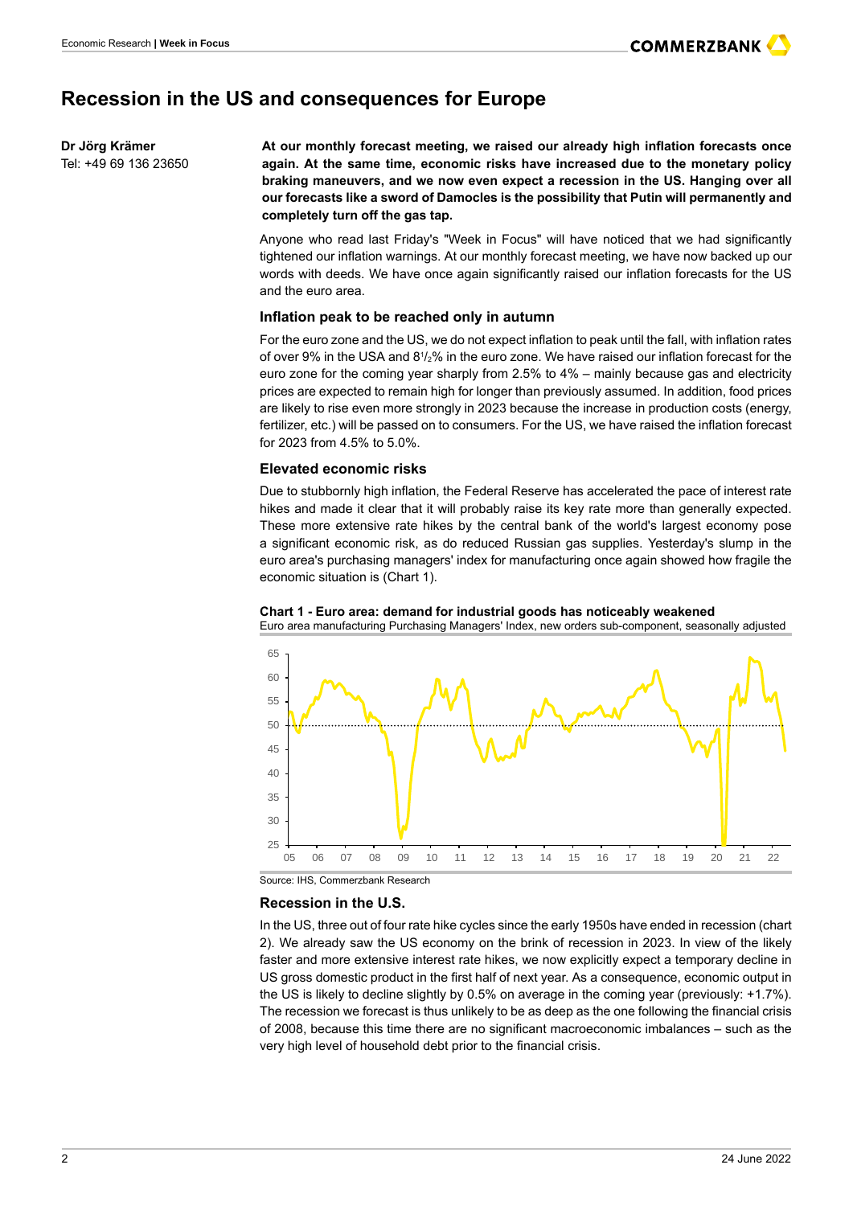# Recession in the US and consequences for Europe

**Dr Jörg Krämer**
Tel: +49 69 136 23650

**At our monthly forecast meeting, we raised our already high inflation forecasts once again. At the same time, economic risks have increased due to the monetary policy braking maneuvers, and we now even expect a recession in the US. Hanging over all our forecasts like a sword of Damocles is the possibility that Putin will permanently and completely turn off the gas tap.**

Anyone who read last Friday's "Week in Focus" will have noticed that we had significantly tightened our inflation warnings. At our monthly forecast meeting, we have now backed up our words with deeds. We have once again significantly raised our inflation forecasts for the US and the euro area.

### Inflation peak to be reached only in autumn

For the euro zone and the US, we do not expect inflation to peak until the fall, with inflation rates of over 9% in the USA and 8½% in the euro zone. We have raised our inflation forecast for the euro zone for the coming year sharply from 2.5% to 4% – mainly because gas and electricity prices are expected to remain high for longer than previously assumed. In addition, food prices are likely to rise even more strongly in 2023 because the increase in production costs (energy, fertilizer, etc.) will be passed on to consumers. For the US, we have raised the inflation forecast for 2023 from 4.5% to 5.0%.

### Elevated economic risks

Due to stubbornly high inflation, the Federal Reserve has accelerated the pace of interest rate hikes and made it clear that it will probably raise its key rate more than generally expected. These more extensive rate hikes by the central bank of the world's largest economy pose a significant economic risk, as do reduced Russian gas supplies. Yesterday's slump in the euro area's purchasing managers' index for manufacturing once again showed how fragile the economic situation is (Chart 1).

**Chart 1 - Euro area: demand for industrial goods has noticeably weakened**
Euro area manufacturing Purchasing Managers' Index, new orders sub-component, seasonally adjusted

Source: IHS, Commerzbank Research

### Recession in the U.S.

In the US, three out of four rate hike cycles since the early 1950s have ended in recession (chart 2). We already saw the US economy on the brink of recession in 2023. In view of the likely faster and more extensive interest rate hikes, we now explicitly expect a temporary decline in US gross domestic product in the first half of next year. As a consequence, economic output in the US is likely to decline slightly by 0.5% on average in the coming year (previously: +1.7%). The recession we forecast is thus unlikely to be as deep as the one following the financial crisis of 2008, because this time there are no significant macroeconomic imbalances – such as the very high level of household debt prior to the financial crisis.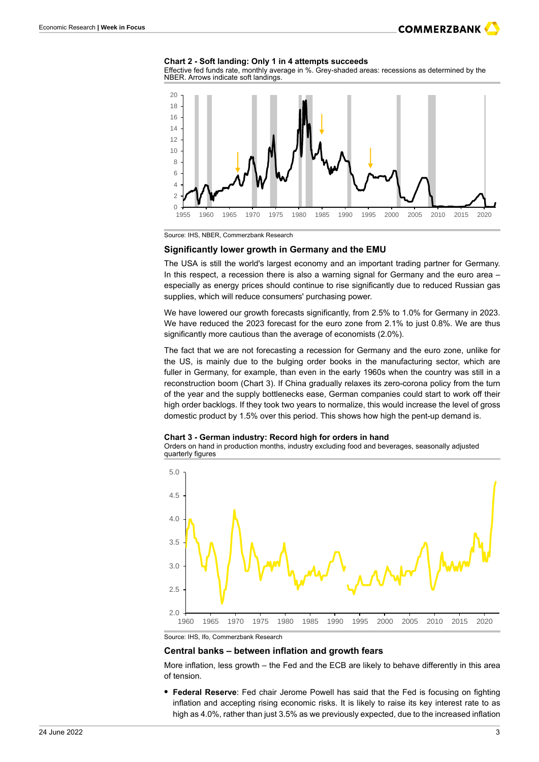**Chart 2 - Soft landing: Only 1 in 4 attempts succeeds**

Effective fed funds rate, monthly average in %. Grey-shaded areas: recessions as determined by the NBER. Arrows indicate soft landings.

Source: IHS, NBER, Commerzbank Research

### Significantly lower growth in Germany and the EMU

The USA is still the world's largest economy and an important trading partner for Germany. In this respect, a recession there is also a warning signal for Germany and the euro area – especially as energy prices should continue to rise significantly due to reduced Russian gas supplies, which will reduce consumers' purchasing power.

We have lowered our growth forecasts significantly, from 2.5% to 1.0% for Germany in 2023. We have reduced the 2023 forecast for the euro zone from 2.1% to just 0.8%. We are thus significantly more cautious than the average of economists (2.0%).

The fact that we are not forecasting a recession for Germany and the euro zone, unlike for the US, is mainly due to the bulging order books in the manufacturing sector, which are fuller in Germany, for example, than even in the early 1960s when the country was still in a reconstruction boom (Chart 3). If China gradually relaxes its zero-corona policy from the turn of the year and the supply bottlenecks ease, German companies could start to work off their high order backlogs. If they took two years to normalize, this would increase the level of gross domestic product by 1.5% over this period. This shows how high the pent-up demand is.

**Chart 3 - German industry: Record high for orders in hand**

Orders on hand in production months, industry excluding food and beverages, seasonally adjusted quarterly figures

Source: IHS, Ifo, Commerzbank Research

### Central banks – between inflation and growth fears

More inflation, less growth – the Fed and the ECB are likely to behave differently in this area of tension.

- **Federal Reserve**: Fed chair Jerome Powell has said that the Fed is focusing on fighting inflation and accepting rising economic risks. It is likely to raise its key interest rate to as high as 4.0%, rather than just 3.5% as we previously expected, due to the increased inflation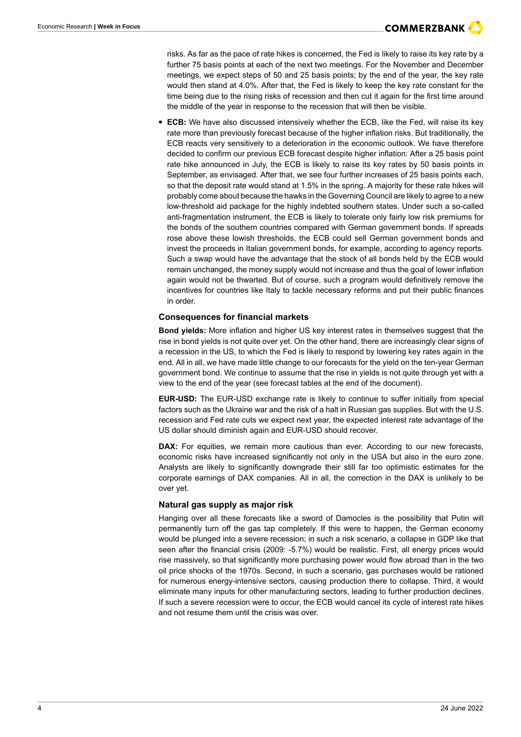risks. As far as the pace of rate hikes is concerned, the Fed is likely to raise its key rate by a further 75 basis points at each of the next two meetings. For the November and December meetings, we expect steps of 50 and 25 basis points; by the end of the year, the key rate would then stand at 4.0%. After that, the Fed is likely to keep the key rate constant for the time being due to the rising risks of recession and then cut it again for the first time around the middle of the year in response to the recession that will then be visible.

- **ECB:** We have also discussed intensively whether the ECB, like the Fed, will raise its key rate more than previously forecast because of the higher inflation risks. But traditionally, the ECB reacts very sensitively to a deterioration in the economic outlook. We have therefore decided to confirm our previous ECB forecast despite higher inflation: After a 25 basis point rate hike announced in July, the ECB is likely to raise its key rates by 50 basis points in September, as envisaged. After that, we see four further increases of 25 basis points each, so that the deposit rate would stand at 1.5% in the spring. A majority for these rate hikes will probably come about because the hawks in the Governing Council are likely to agree to a new low-threshold aid package for the highly indebted southern states. Under such a so-called anti-fragmentation instrument, the ECB is likely to tolerate only fairly low risk premiums for the bonds of the southern countries compared with German government bonds. If spreads rose above these lowish thresholds, the ECB could sell German government bonds and invest the proceeds in Italian government bonds, for example, according to agency reports. Such a swap would have the advantage that the stock of all bonds held by the ECB would remain unchanged, the money supply would not increase and thus the goal of lower inflation again would not be thwarted. But of course, such a program would definitively remove the incentives for countries like Italy to tackle necessary reforms and put their public finances in order.

### Consequences for financial markets

**Bond yields:** More inflation and higher US key interest rates in themselves suggest that the rise in bond yields is not quite over yet. On the other hand, there are increasingly clear signs of a recession in the US, to which the Fed is likely to respond by lowering key rates again in the end. All in all, we have made little change to our forecasts for the yield on the ten-year German government bond. We continue to assume that the rise in yields is not quite through yet with a view to the end of the year (see forecast tables at the end of the document).

**EUR-USD:** The EUR-USD exchange rate is likely to continue to suffer initially from special factors such as the Ukraine war and the risk of a halt in Russian gas supplies. But with the U.S. recession and Fed rate cuts we expect next year, the expected interest rate advantage of the US dollar should diminish again and EUR-USD should recover.

**DAX:** For equities, we remain more cautious than ever. According to our new forecasts, economic risks have increased significantly not only in the USA but also in the euro zone. Analysts are likely to significantly downgrade their still far too optimistic estimates for the corporate earnings of DAX companies. All in all, the correction in the DAX is unlikely to be over yet.

### Natural gas supply as major risk

Hanging over all these forecasts like a sword of Damocles is the possibility that Putin will permanently turn off the gas tap completely. If this were to happen, the German economy would be plunged into a severe recession; in such a risk scenario, a collapse in GDP like that seen after the financial crisis (2009: -5.7%) would be realistic. First, all energy prices would rise massively, so that significantly more purchasing power would flow abroad than in the two oil price shocks of the 1970s. Second, in such a scenario, gas purchases would be rationed for numerous energy-intensive sectors, causing production there to collapse. Third, it would eliminate many inputs for other manufacturing sectors, leading to further production declines. If such a severe recession were to occur, the ECB would cancel its cycle of interest rate hikes and not resume them until the crisis was over.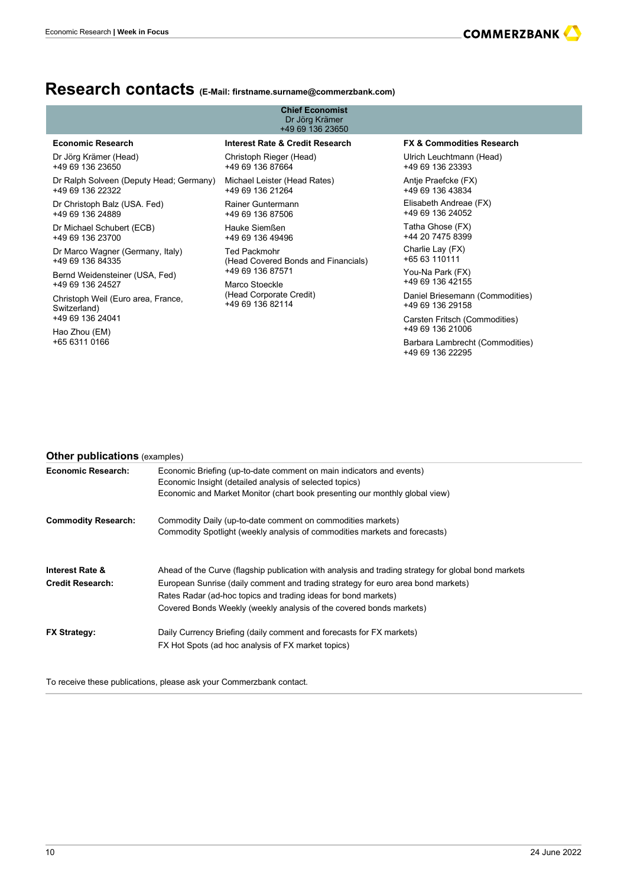# Research contacts (E-Mail: firstname.surname@commerzbank.com)

**Chief Economist**
Dr Jörg Krämer
+49 69 136 23650

**Economic Research**

Dr Jörg Krämer (Head)
+49 69 136 23650

Dr Ralph Solveen (Deputy Head; Germany)
+49 69 136 22322

Dr Christoph Balz (USA. Fed)
+49 69 136 24889

Dr Michael Schubert (ECB)
+49 69 136 23700

Dr Marco Wagner (Germany, Italy)
+49 69 136 84335

Bernd Weidensteiner (USA, Fed)
+49 69 136 24527

Christoph Weil (Euro area, France, Switzerland)
+49 69 136 24041

Hao Zhou (EM)
+65 6311 0166

**Interest Rate & Credit Research**

Christoph Rieger (Head)
+49 69 136 87664

Michael Leister (Head Rates)
+49 69 136 21264

Rainer Guntermann
+49 69 136 87506

Hauke Siemßen
+49 69 136 49496

Ted Packmohr
(Head Covered Bonds and Financials)
+49 69 136 87571

Marco Stoeckle
(Head Corporate Credit)
+49 69 136 82114

**FX & Commodities Research**

Ulrich Leuchtmann (Head)
+49 69 136 23393

Antje Praefcke (FX)
+49 69 136 43834

Elisabeth Andreae (FX)
+49 69 136 24052

Tatha Ghose (FX)
+44 20 7475 8399

Charlie Lay (FX)
+65 63 110111

You-Na Park (FX)
+49 69 136 42155

Daniel Briesemann (Commodities)
+49 69 136 29158

Carsten Fritsch (Commodities)
+49 69 136 21006

Barbara Lambrecht (Commodities)
+49 69 136 22295

## Other publications (examples)

| | |
|---|---|
| **Economic Research:** | Economic Briefing (up-to-date comment on main indicators and events)<br>Economic Insight (detailed analysis of selected topics)<br>Economic and Market Monitor (chart book presenting our monthly global view) |
| **Commodity Research:** | Commodity Daily (up-to-date comment on commodities markets)<br>Commodity Spotlight (weekly analysis of commodities markets and forecasts) |
| **Interest Rate & Credit Research:** | Ahead of the Curve (flagship publication with analysis and trading strategy for global bond markets<br>European Sunrise (daily comment and trading strategy for euro area bond markets)<br>Rates Radar (ad-hoc topics and trading ideas for bond markets)<br>Covered Bonds Weekly (weekly analysis of the covered bonds markets) |
| **FX Strategy:** | Daily Currency Briefing (daily comment and forecasts for FX markets)<br>FX Hot Spots (ad hoc analysis of FX market topics) |

To receive these publications, please ask your Commerzbank contact.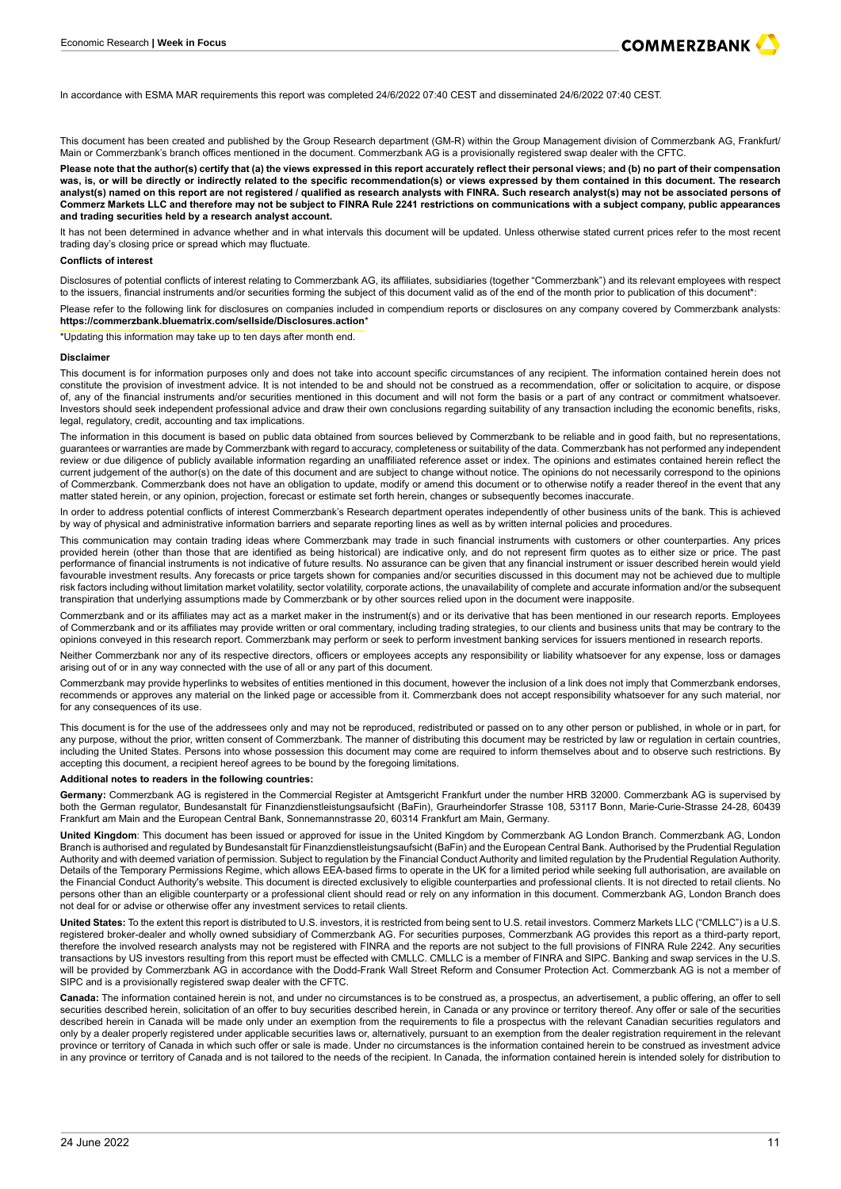In accordance with ESMA MAR requirements this report was completed 24/6/2022 07:40 CEST and disseminated 24/6/2022 07:40 CEST.

This document has been created and published by the Group Research department (GM-R) within the Group Management division of Commerzbank AG, Frankfurt/ Main or Commerzbank's branch offices mentioned in the document. Commerzbank AG is a provisionally registered swap dealer with the CFTC.

**Please note that the author(s) certify that (a) the views expressed in this report accurately reflect their personal views; and (b) no part of their compensation was, is, or will be directly or indirectly related to the specific recommendation(s) or views expressed by them contained in this document. The research analyst(s) named on this report are not registered / qualified as research analysts with FINRA. Such research analyst(s) may not be associated persons of Commerz Markets LLC and therefore may not be subject to FINRA Rule 2241 restrictions on communications with a subject company, public appearances and trading securities held by a research analyst account.**

It has not been determined in advance whether and in what intervals this document will be updated. Unless otherwise stated current prices refer to the most recent trading day's closing price or spread which may fluctuate.

**Conflicts of interest**

Disclosures of potential conflicts of interest relating to Commerzbank AG, its affiliates, subsidiaries (together "Commerzbank") and its relevant employees with respect to the issuers, financial instruments and/or securities forming the subject of this document valid as of the end of the month prior to publication of this document*:

Please refer to the following link for disclosures on companies included in compendium reports or disclosures on any company covered by Commerzbank analysts: **https://commerzbank.bluematrix.com/sellside/Disclosures.action***

*Updating this information may take up to ten days after month end.

**Disclaimer**

This document is for information purposes only and does not take into account specific circumstances of any recipient. The information contained herein does not constitute the provision of investment advice. It is not intended to be and should not be construed as a recommendation, offer or solicitation to acquire, or dispose of, any of the financial instruments and/or securities mentioned in this document and will not form the basis or a part of any contract or commitment whatsoever. Investors should seek independent professional advice and draw their own conclusions regarding suitability of any transaction including the economic benefits, risks, legal, regulatory, credit, accounting and tax implications.

The information in this document is based on public data obtained from sources believed by Commerzbank to be reliable and in good faith, but no representations, guarantees or warranties are made by Commerzbank with regard to accuracy, completeness or suitability of the data. Commerzbank has not performed any independent review or due diligence of publicly available information regarding an unaffiliated reference asset or index. The opinions and estimates contained herein reflect the current judgement of the author(s) on the date of this document and are subject to change without notice. The opinions do not necessarily correspond to the opinions of Commerzbank. Commerzbank does not have an obligation to update, modify or amend this document or to otherwise notify a reader thereof in the event that any matter stated herein, or any opinion, projection, forecast or estimate set forth herein, changes or subsequently becomes inaccurate.

In order to address potential conflicts of interest Commerzbank's Research department operates independently of other business units of the bank. This is achieved by way of physical and administrative information barriers and separate reporting lines as well as by written internal policies and procedures.

This communication may contain trading ideas where Commerzbank may trade in such financial instruments with customers or other counterparties. Any prices provided herein (other than those that are identified as being historical) are indicative only, and do not represent firm quotes as to either size or price. The past performance of financial instruments is not indicative of future results. No assurance can be given that any financial instrument or issuer described herein would yield favourable investment results. Any forecasts or price targets shown for companies and/or securities discussed in this document may not be achieved due to multiple risk factors including without limitation market volatility, sector volatility, corporate actions, the unavailability of complete and accurate information and/or the subsequent transpiration that underlying assumptions made by Commerzbank or by other sources relied upon in the document were inapposite.

Commerzbank and or its affiliates may act as a market maker in the instrument(s) and or its derivative that has been mentioned in our research reports. Employees of Commerzbank and or its affiliates may provide written or oral commentary, including trading strategies, to our clients and business units that may be contrary to the opinions conveyed in this research report. Commerzbank may perform or seek to perform investment banking services for issuers mentioned in research reports.

Neither Commerzbank nor any of its respective directors, officers or employees accepts any responsibility or liability whatsoever for any expense, loss or damages arising out of or in any way connected with the use of all or any part of this document.

Commerzbank may provide hyperlinks to websites of entities mentioned in this document, however the inclusion of a link does not imply that Commerzbank endorses, recommends or approves any material on the linked page or accessible from it. Commerzbank does not accept responsibility whatsoever for any such material, nor for any consequences of its use.

This document is for the use of the addressees only and may not be reproduced, redistributed or passed on to any other person or published, in whole or in part, for any purpose, without the prior, written consent of Commerzbank. The manner of distributing this document may be restricted by law or regulation in certain countries, including the United States. Persons into whose possession this document may come are required to inform themselves about and to observe such restrictions. By accepting this document, a recipient hereof agrees to be bound by the foregoing limitations.

**Additional notes to readers in the following countries:**

**Germany:** Commerzbank AG is registered in the Commercial Register at Amtsgericht Frankfurt under the number HRB 32000. Commerzbank AG is supervised by both the German regulator, Bundesanstalt für Finanzdienstleistungsaufsicht (BaFin), Graurheindorfer Strasse 108, 53117 Bonn, Marie-Curie-Strasse 24-28, 60439 Frankfurt am Main and the European Central Bank, Sonnemannstrasse 20, 60314 Frankfurt am Main, Germany.

**United Kingdom**: This document has been issued or approved for issue in the United Kingdom by Commerzbank AG London Branch. Commerzbank AG, London Branch is authorised and regulated by Bundesanstalt für Finanzdienstleistungsaufsicht (BaFin) and the European Central Bank. Authorised by the Prudential Regulation Authority and with deemed variation of permission. Subject to regulation by the Financial Conduct Authority and limited regulation by the Prudential Regulation Authority. Details of the Temporary Permissions Regime, which allows EEA-based firms to operate in the UK for a limited period while seeking full authorisation, are available on the Financial Conduct Authority's website. This document is directed exclusively to eligible counterparties and professional clients. It is not directed to retail clients. No persons other than an eligible counterparty or a professional client should read or rely on any information in this document. Commerzbank AG, London Branch does not deal for or advise or otherwise offer any investment services to retail clients.

**United States:** To the extent this report is distributed to U.S. investors, it is restricted from being sent to U.S. retail investors. Commerz Markets LLC ("CMLLC") is a U.S. registered broker-dealer and wholly owned subsidiary of Commerzbank AG. For securities purposes, Commerzbank AG provides this report as a third-party report, therefore the involved research analysts may not be registered with FINRA and the reports are not subject to the full provisions of FINRA Rule 2242. Any securities transactions by US investors resulting from this report must be effected with CMLLC. CMLLC is a member of FINRA and SIPC. Banking and swap services in the U.S. will be provided by Commerzbank AG in accordance with the Dodd-Frank Wall Street Reform and Consumer Protection Act. Commerzbank AG is not a member of SIPC and is a provisionally registered swap dealer with the CFTC.

**Canada:** The information contained herein is not, and under no circumstances is to be construed as, a prospectus, an advertisement, a public offering, an offer to sell securities described herein, solicitation of an offer to buy securities described herein, in Canada or any province or territory thereof. Any offer or sale of the securities described herein in Canada will be made only under an exemption from the requirements to file a prospectus with the relevant Canadian securities regulators and only by a dealer properly registered under applicable securities laws or, alternatively, pursuant to an exemption from the dealer registration requirement in the relevant province or territory of Canada in which such offer or sale is made. Under no circumstances is the information contained herein to be construed as investment advice in any province or territory of Canada and is not tailored to the needs of the recipient. In Canada, the information contained herein is intended solely for distribution to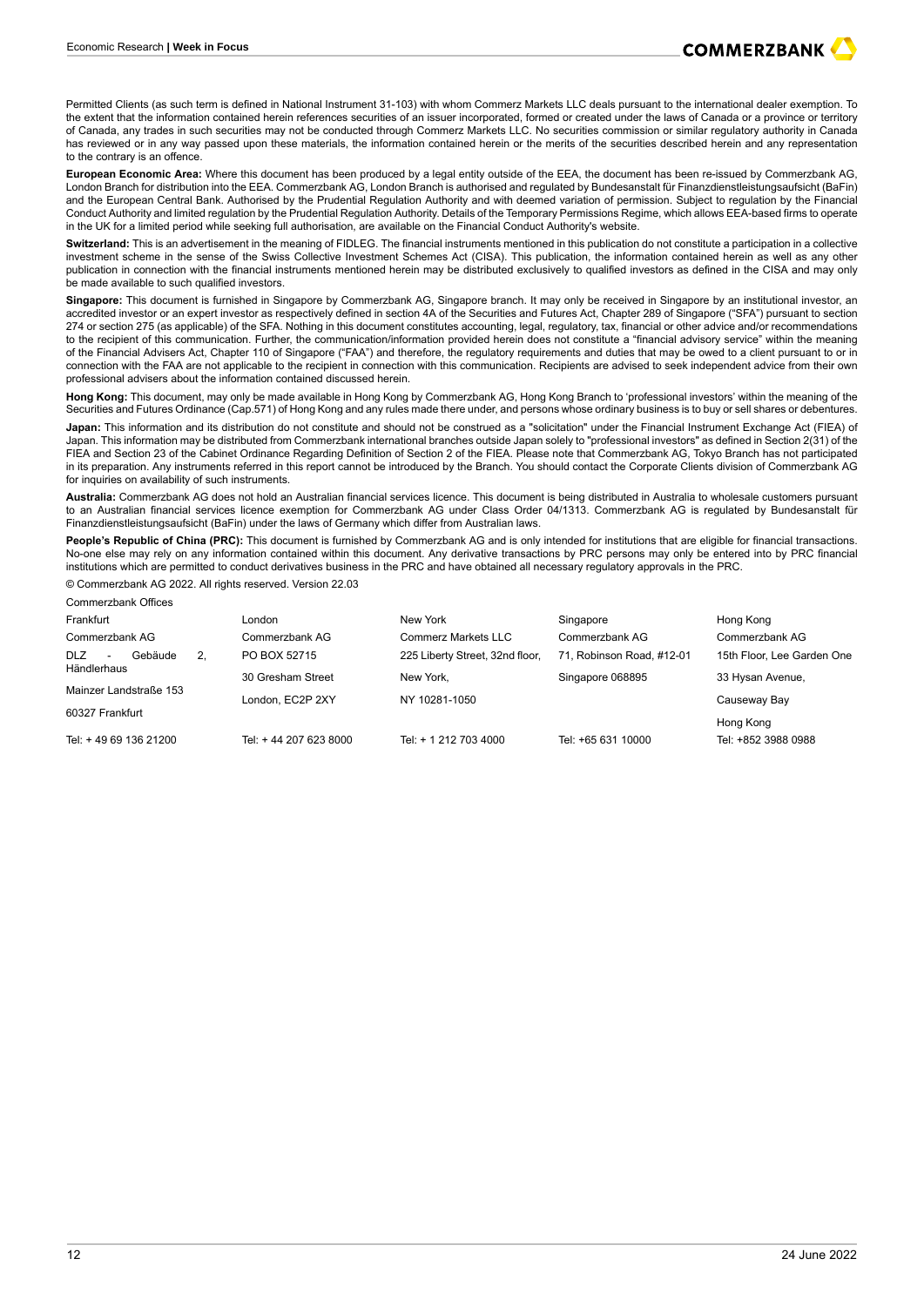Permitted Clients (as such term is defined in National Instrument 31-103) with whom Commerz Markets LLC deals pursuant to the international dealer exemption. To the extent that the information contained herein references securities of an issuer incorporated, formed or created under the laws of Canada or a province or territory of Canada, any trades in such securities may not be conducted through Commerz Markets LLC. No securities commission or similar regulatory authority in Canada has reviewed or in any way passed upon these materials, the information contained herein or the merits of the securities described herein and any representation to the contrary is an offence.

**European Economic Area:** Where this document has been produced by a legal entity outside of the EEA, the document has been re-issued by Commerzbank AG, London Branch for distribution into the EEA. Commerzbank AG, London Branch is authorised and regulated by Bundesanstalt für Finanzdienstleistungsaufsicht (BaFin) and the European Central Bank. Authorised by the Prudential Regulation Authority and with deemed variation of permission. Subject to regulation by the Financial Conduct Authority and limited regulation by the Prudential Regulation Authority. Details of the Temporary Permissions Regime, which allows EEA-based firms to operate in the UK for a limited period while seeking full authorisation, are available on the Financial Conduct Authority's website.

**Switzerland:** This is an advertisement in the meaning of FIDLEG. The financial instruments mentioned in this publication do not constitute a participation in a collective investment scheme in the sense of the Swiss Collective Investment Schemes Act (CISA). This publication, the information contained herein as well as any other publication in connection with the financial instruments mentioned herein may be distributed exclusively to qualified investors as defined in the CISA and may only be made available to such qualified investors.

**Singapore:** This document is furnished in Singapore by Commerzbank AG, Singapore branch. It may only be received in Singapore by an institutional investor, an accredited investor or an expert investor as respectively defined in section 4A of the Securities and Futures Act, Chapter 289 of Singapore ("SFA") pursuant to section 274 or section 275 (as applicable) of the SFA. Nothing in this document constitutes accounting, legal, regulatory, tax, financial or other advice and/or recommendations to the recipient of this communication. Further, the communication/information provided herein does not constitute a "financial advisory service" within the meaning of the Financial Advisers Act, Chapter 110 of Singapore ("FAA") and therefore, the regulatory requirements and duties that may be owed to a client pursuant to or in connection with the FAA are not applicable to the recipient in connection with this communication. Recipients are advised to seek independent advice from their own professional advisers about the information contained discussed herein.

**Hong Kong:** This document, may only be made available in Hong Kong by Commerzbank AG, Hong Kong Branch to 'professional investors' within the meaning of the Securities and Futures Ordinance (Cap.571) of Hong Kong and any rules made there under, and persons whose ordinary business is to buy or sell shares or debentures.

**Japan:** This information and its distribution do not constitute and should not be construed as a "solicitation" under the Financial Instrument Exchange Act (FIEA) of Japan. This information may be distributed from Commerzbank international branches outside Japan solely to "professional investors" as defined in Section 2(31) of the FIEA and Section 23 of the Cabinet Ordinance Regarding Definition of Section 2 of the FIEA. Please note that Commerzbank AG, Tokyo Branch has not participated in its preparation. Any instruments referred in this report cannot be introduced by the Branch. You should contact the Corporate Clients division of Commerzbank AG for inquiries on availability of such instruments.

**Australia:** Commerzbank AG does not hold an Australian financial services licence. This document is being distributed in Australia to wholesale customers pursuant to an Australian financial services licence exemption for Commerzbank AG under Class Order 04/1313. Commerzbank AG is regulated by Bundesanstalt für Finanzdienstleistungsaufsicht (BaFin) under the laws of Germany which differ from Australian laws.

**People's Republic of China (PRC):** This document is furnished by Commerzbank AG and is only intended for institutions that are eligible for financial transactions. No-one else may rely on any information contained within this document. Any derivative transactions by PRC persons may only be entered into by PRC financial institutions which are permitted to conduct derivatives business in the PRC and have obtained all necessary regulatory approvals in the PRC.

© Commerzbank AG 2022. All rights reserved. Version 22.03

Commerzbank Offices

| Frankfurt | London | New York | Singapore | Hong Kong |
|---|---|---|---|---|
| Commerzbank AG | Commerzbank AG | Commerz Markets LLC | Commerzbank AG | Commerzbank AG |
| DLZ - Gebäude 2, Händlerhaus | PO BOX 52715 | 225 Liberty Street, 32nd floor, | 71, Robinson Road, #12-01 | 15th Floor, Lee Garden One |
| Mainzer Landstraße 153 | 30 Gresham Street | New York, | Singapore 068895 | 33 Hysan Avenue, |
| 60327 Frankfurt | London, EC2P 2XY | NY 10281-1050 | | Causeway Bay |
| | | | | Hong Kong |
| Tel: + 49 69 136 21200 | Tel: + 44 207 623 8000 | Tel: + 1 212 703 4000 | Tel: +65 631 10000 | Tel: +852 3988 0988 |